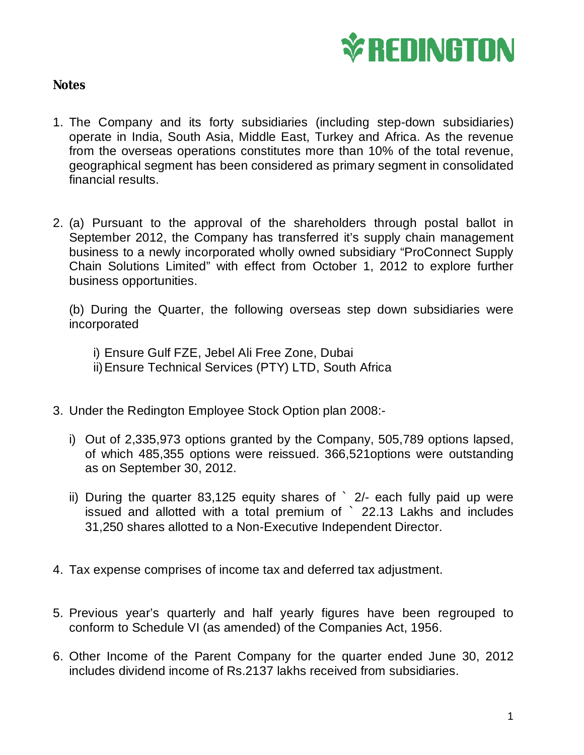# REDINGTON

## Notes

1. The Company and its forty subsidiaries (including step-down subsidiaries) operate in India, South Asia, Middle East, Turkey and Africa. As the revenue from the overseas operations constitutes more than 10% of the total revenue, geographical segment has been considered as primary segment in consolidated financial results.

2. (a) Pursuant to the approval of the shareholders through postal ballot in September 2012, the Company has transferred it's supply chain management business to a newly incorporated wholly owned subsidiary "ProConnect Supply Chain Solutions Limited" with effect from October 1, 2012 to explore further business opportunities.

   (b) During the Quarter, the following overseas step down subsidiaries were incorporated

   i) Ensure Gulf FZE, Jebel Ali Free Zone, Dubai
   ii) Ensure Technical Services (PTY) LTD, South Africa

3. Under the Redington Employee Stock Option plan 2008:-

   i) Out of 2,335,973 options granted by the Company, 505,789 options lapsed, of which 485,355 options were reissued. 366,521options were outstanding as on September 30, 2012.

   ii) During the quarter 83,125 equity shares of ` 2/- each fully paid up were issued and allotted with a total premium of ` 22.13 Lakhs and includes 31,250 shares allotted to a Non-Executive Independent Director.

4. Tax expense comprises of income tax and deferred tax adjustment.

5. Previous year's quarterly and half yearly figures have been regrouped to conform to Schedule VI (as amended) of the Companies Act, 1956.

6. Other Income of the Parent Company for the quarter ended June 30, 2012 includes dividend income of Rs.2137 lakhs received from subsidiaries.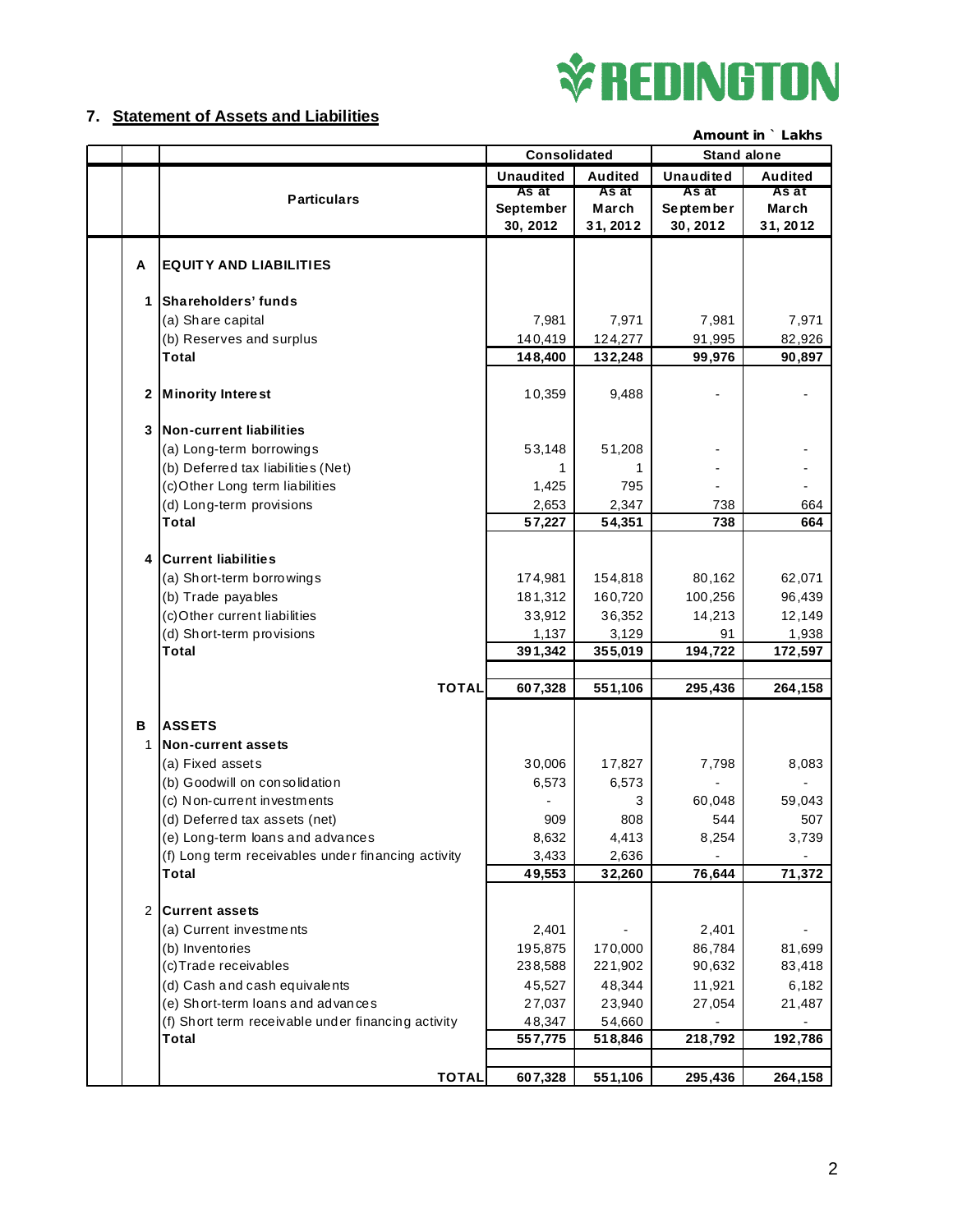## 7. Statement of Assets and Liabilities

**Amount in ` Lakhs**

| | | Particulars | Consolidated | | Stand alone | |
|---|---|---|---|---|---|---|
| | | | Unaudited | Audited | Unaudited | Audited |
| | | | As at September 30, 2012 | As at March 31, 2012 | As at September 30, 2012 | As at March 31, 2012 |
| | A | **EQUITY AND LIABILITIES** | | | | |
| | 1 | **Shareholders' funds** | | | | |
| | | (a) Share capital | 7,981 | 7,971 | 7,981 | 7,971 |
| | | (b) Reserves and surplus | 140,419 | 124,277 | 91,995 | 82,926 |
| | | **Total** | **148,400** | **132,248** | **99,976** | **90,897** |
| | 2 | **Minority Interest** | 10,359 | 9,488 | - | - |
| | 3 | **Non-current liabilities** | | | | |
| | | (a) Long-term borrowings | 53,148 | 51,208 | - | - |
| | | (b) Deferred tax liabilities (Net) | 1 | 1 | - | - |
| | | (c)Other Long term liabilities | 1,425 | 795 | - | - |
| | | (d) Long-term provisions | 2,653 | 2,347 | 738 | 664 |
| | | **Total** | **57,227** | **54,351** | **738** | **664** |
| | 4 | **Current liabilities** | | | | |
| | | (a) Short-term borrowings | 174,981 | 154,818 | 80,162 | 62,071 |
| | | (b) Trade payables | 181,312 | 160,720 | 100,256 | 96,439 |
| | | (c)Other current liabilities | 33,912 | 36,352 | 14,213 | 12,149 |
| | | (d) Short-term provisions | 1,137 | 3,129 | 91 | 1,938 |
| | | **Total** | **391,342** | **355,019** | **194,722** | **172,597** |
| | | **TOTAL** | **607,328** | **551,106** | **295,436** | **264,158** |
| | B | **ASSETS** | | | | |
| | 1 | **Non-current assets** | | | | |
| | | (a) Fixed assets | 30,006 | 17,827 | 7,798 | 8,083 |
| | | (b) Goodwill on consolidation | 6,573 | 6,573 | - | - |
| | | (c) Non-current investments | - | 3 | 60,048 | 59,043 |
| | | (d) Deferred tax assets (net) | 909 | 808 | 544 | 507 |
| | | (e) Long-term loans and advances | 8,632 | 4,413 | 8,254 | 3,739 |
| | | (f) Long term receivables under financing activity | 3,433 | 2,636 | - | - |
| | | **Total** | **49,553** | **32,260** | **76,644** | **71,372** |
| | 2 | **Current assets** | | | | |
| | | (a) Current investments | 2,401 | - | 2,401 | - |
| | | (b) Inventories | 195,875 | 170,000 | 86,784 | 81,699 |
| | | (c)Trade receivables | 238,588 | 221,902 | 90,632 | 83,418 |
| | | (d) Cash and cash equivalents | 45,527 | 48,344 | 11,921 | 6,182 |
| | | (e) Short-term loans and advances | 27,037 | 23,940 | 27,054 | 21,487 |
| | | (f) Short term receivable under financing activity | 48,347 | 54,660 | - | - |
| | | **Total** | **557,775** | **518,846** | **218,792** | **192,786** |
| | | **TOTAL** | **607,328** | **551,106** | **295,436** | **264,158** |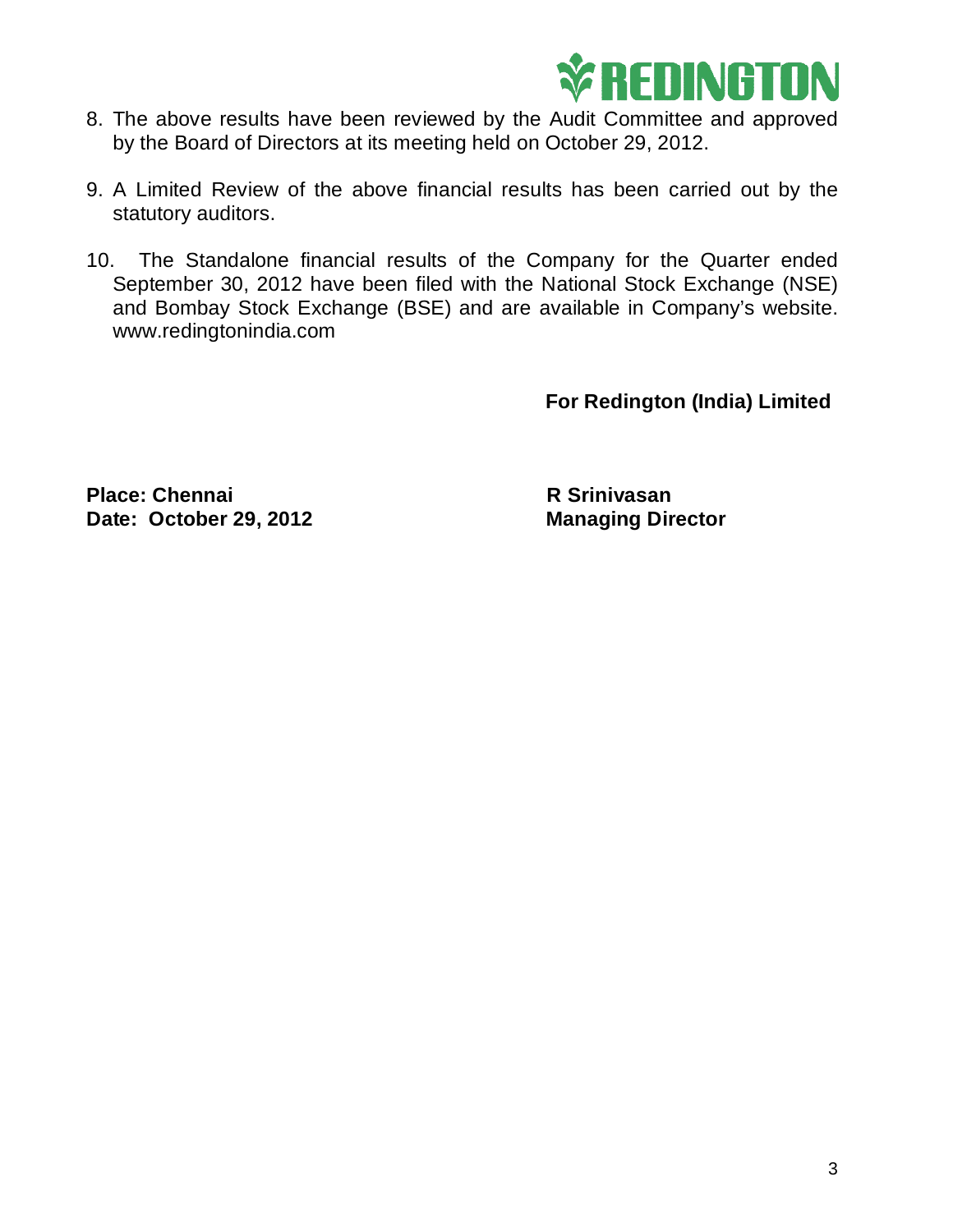8. The above results have been reviewed by the Audit Committee and approved by the Board of Directors at its meeting held on October 29, 2012.

9. A Limited Review of the above financial results has been carried out by the statutory auditors.

10. The Standalone financial results of the Company for the Quarter ended September 30, 2012 have been filed with the National Stock Exchange (NSE) and Bombay Stock Exchange (BSE) and are available in Company's website. www.redingtonindia.com

**For Redington (India) Limited**

**Place: Chennai**
**Date: October 29, 2012**

**R Srinivasan**
**Managing Director**